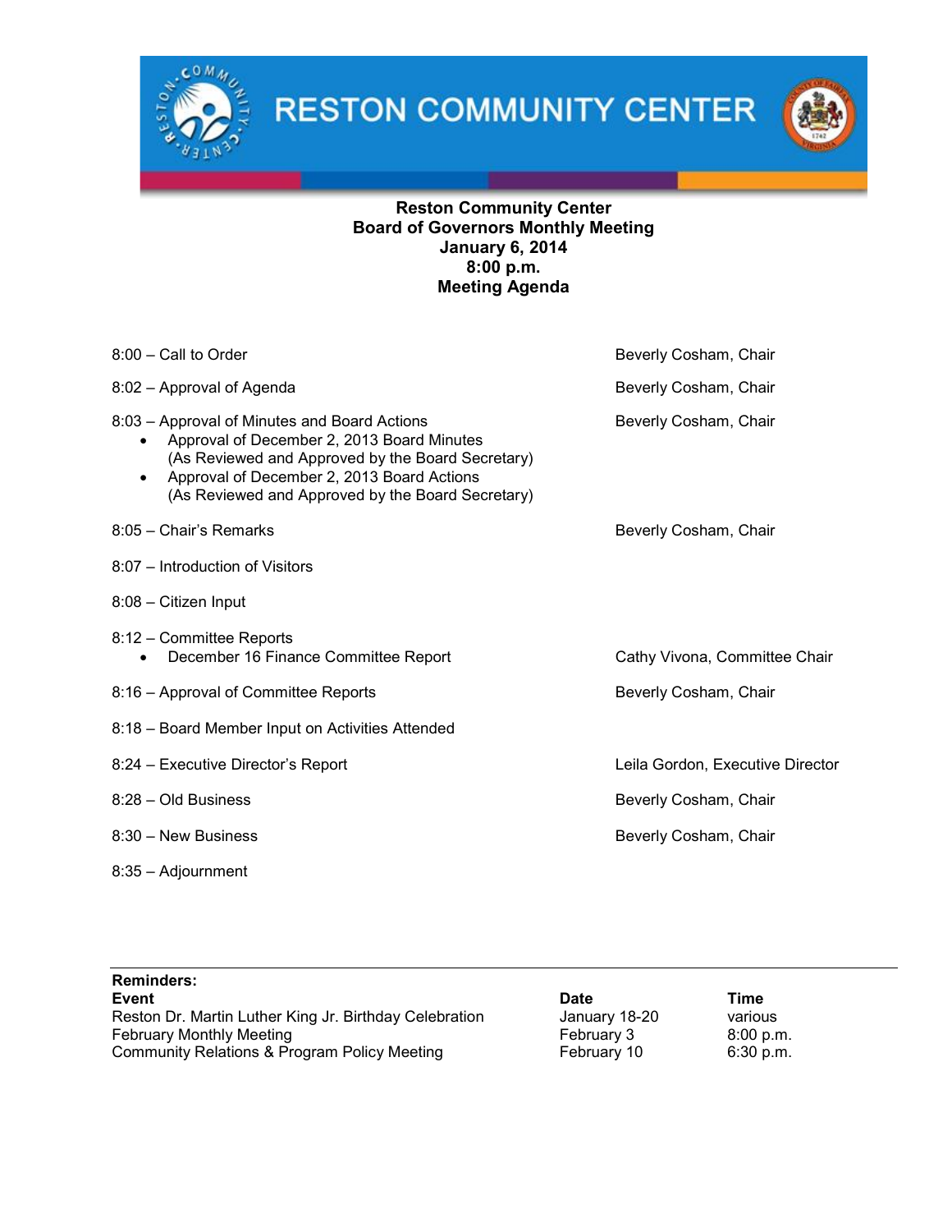# RESTON COMMUNITY CENTER

**Reston Community Center**
**Board of Governors Monthly Meeting**
**January 6, 2014**
**8:00 p.m.**
**Meeting Agenda**

| Agenda Item | Presenter |
|---|---|
| 8:00 – Call to Order | Beverly Cosham, Chair |
| 8:02 – Approval of Agenda | Beverly Cosham, Chair |
| 8:03 – Approval of Minutes and Board Actions<br>• Approval of December 2, 2013 Board Minutes (As Reviewed and Approved by the Board Secretary)<br>• Approval of December 2, 2013 Board Actions (As Reviewed and Approved by the Board Secretary) | Beverly Cosham, Chair |
| 8:05 – Chair's Remarks | Beverly Cosham, Chair |
| 8:07 – Introduction of Visitors | |
| 8:08 – Citizen Input | |
| 8:12 – Committee Reports<br>• December 16 Finance Committee Report | Cathy Vivona, Committee Chair |
| 8:16 – Approval of Committee Reports | Beverly Cosham, Chair |
| 8:18 – Board Member Input on Activities Attended | |
| 8:24 – Executive Director's Report | Leila Gordon, Executive Director |
| 8:28 – Old Business | Beverly Cosham, Chair |
| 8:30 – New Business | Beverly Cosham, Chair |
| 8:35 – Adjournment | |

**Reminders:**

| Event | Date | Time |
|---|---|---|
| Reston Dr. Martin Luther King Jr. Birthday Celebration | January 18-20 | various |
| February Monthly Meeting | February 3 | 8:00 p.m. |
| Community Relations & Program Policy Meeting | February 10 | 6:30 p.m. |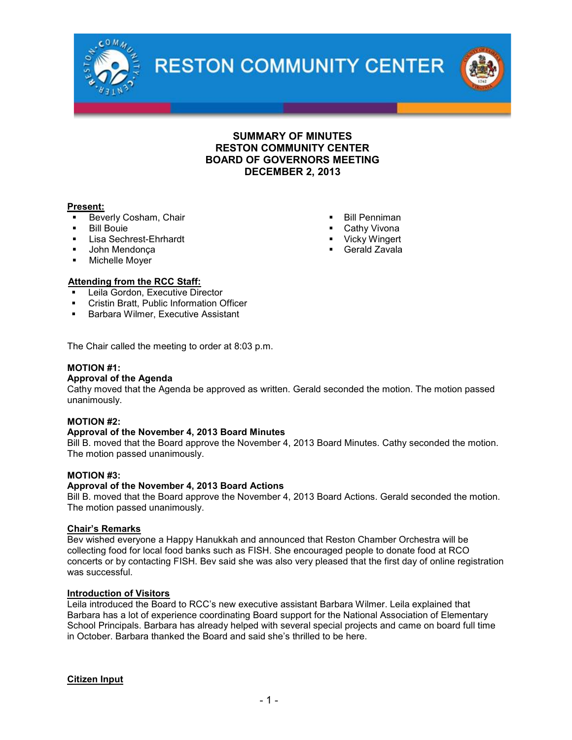# SUMMARY OF MINUTES
# RESTON COMMUNITY CENTER
# BOARD OF GOVERNORS MEETING
# DECEMBER 2, 2013

**Present:**

- Beverly Cosham, Chair
- Bill Bouie
- Lisa Sechrest-Ehrhardt
- John Mendonça
- Michelle Moyer
- Bill Penniman
- Cathy Vivona
- Vicky Wingert
- Gerald Zavala

**Attending from the RCC Staff:**

- Leila Gordon, Executive Director
- Cristin Bratt, Public Information Officer
- Barbara Wilmer, Executive Assistant

The Chair called the meeting to order at 8:03 p.m.

**MOTION #1:**
**Approval of the Agenda**
Cathy moved that the Agenda be approved as written. Gerald seconded the motion. The motion passed unanimously.

**MOTION #2:**
**Approval of the November 4, 2013 Board Minutes**
Bill B. moved that the Board approve the November 4, 2013 Board Minutes. Cathy seconded the motion. The motion passed unanimously.

**MOTION #3:**
**Approval of the November 4, 2013 Board Actions**
Bill B. moved that the Board approve the November 4, 2013 Board Actions. Gerald seconded the motion. The motion passed unanimously.

**Chair's Remarks**

Bev wished everyone a Happy Hanukkah and announced that Reston Chamber Orchestra will be collecting food for local food banks such as FISH. She encouraged people to donate food at RCO concerts or by contacting FISH. Bev said she was also very pleased that the first day of online registration was successful.

**Introduction of Visitors**

Leila introduced the Board to RCC's new executive assistant Barbara Wilmer. Leila explained that Barbara has a lot of experience coordinating Board support for the National Association of Elementary School Principals. Barbara has already helped with several special projects and came on board full time in October. Barbara thanked the Board and said she's thrilled to be here.

**Citizen Input**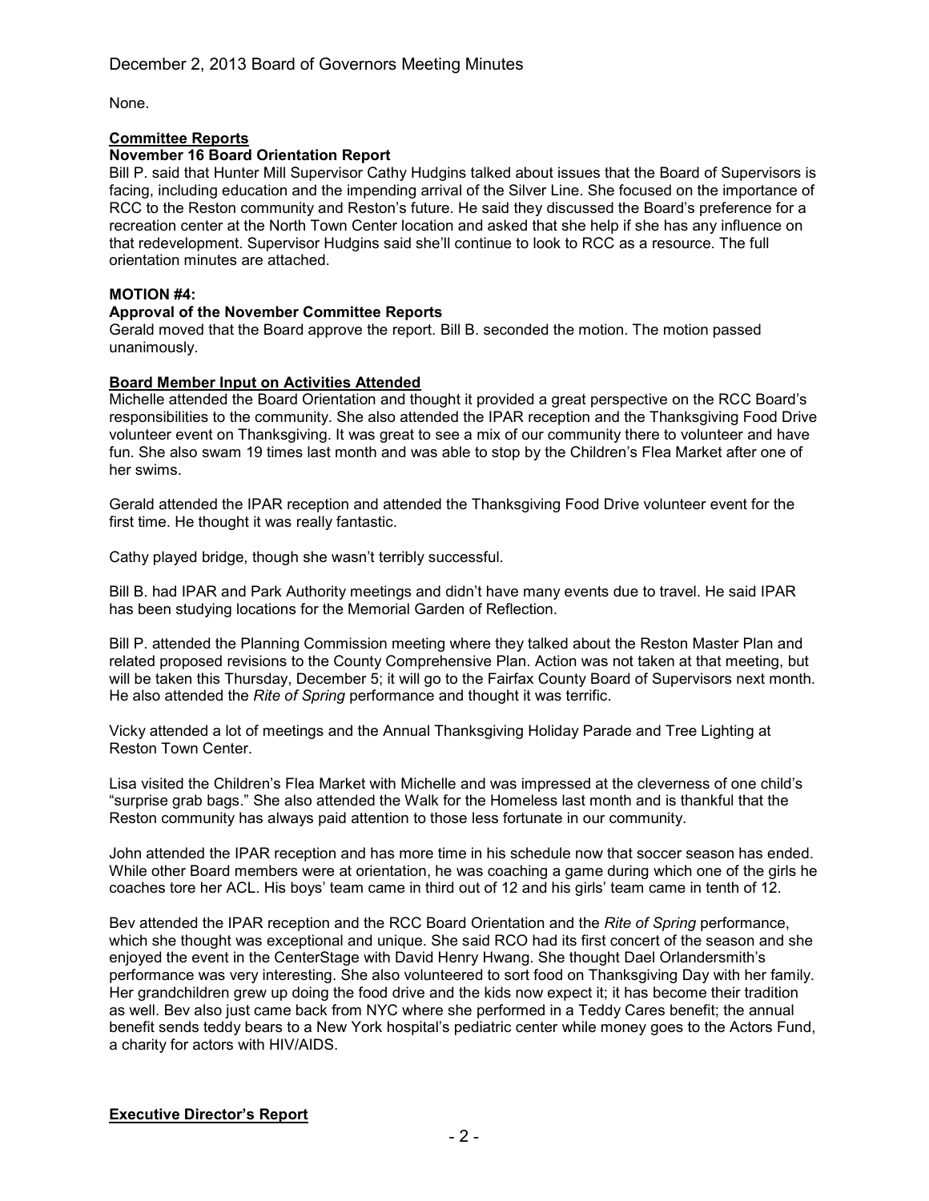None.

## Committee Reports

### November 16 Board Orientation Report

Bill P. said that Hunter Mill Supervisor Cathy Hudgins talked about issues that the Board of Supervisors is facing, including education and the impending arrival of the Silver Line. She focused on the importance of RCC to the Reston community and Reston's future. He said they discussed the Board's preference for a recreation center at the North Town Center location and asked that she help if she has any influence on that redevelopment. Supervisor Hudgins said she'll continue to look to RCC as a resource. The full orientation minutes are attached.

**MOTION #4:**

**Approval of the November Committee Reports**

Gerald moved that the Board approve the report. Bill B. seconded the motion. The motion passed unanimously.

## Board Member Input on Activities Attended

Michelle attended the Board Orientation and thought it provided a great perspective on the RCC Board's responsibilities to the community. She also attended the IPAR reception and the Thanksgiving Food Drive volunteer event on Thanksgiving. It was great to see a mix of our community there to volunteer and have fun. She also swam 19 times last month and was able to stop by the Children's Flea Market after one of her swims.

Gerald attended the IPAR reception and attended the Thanksgiving Food Drive volunteer event for the first time. He thought it was really fantastic.

Cathy played bridge, though she wasn't terribly successful.

Bill B. had IPAR and Park Authority meetings and didn't have many events due to travel. He said IPAR has been studying locations for the Memorial Garden of Reflection.

Bill P. attended the Planning Commission meeting where they talked about the Reston Master Plan and related proposed revisions to the County Comprehensive Plan. Action was not taken at that meeting, but will be taken this Thursday, December 5; it will go to the Fairfax County Board of Supervisors next month. He also attended the *Rite of Spring* performance and thought it was terrific.

Vicky attended a lot of meetings and the Annual Thanksgiving Holiday Parade and Tree Lighting at Reston Town Center.

Lisa visited the Children's Flea Market with Michelle and was impressed at the cleverness of one child's "surprise grab bags." She also attended the Walk for the Homeless last month and is thankful that the Reston community has always paid attention to those less fortunate in our community.

John attended the IPAR reception and has more time in his schedule now that soccer season has ended. While other Board members were at orientation, he was coaching a game during which one of the girls he coaches tore her ACL. His boys' team came in third out of 12 and his girls' team came in tenth of 12.

Bev attended the IPAR reception and the RCC Board Orientation and the *Rite of Spring* performance, which she thought was exceptional and unique. She said RCO had its first concert of the season and she enjoyed the event in the CenterStage with David Henry Hwang. She thought Dael Orlandersmith's performance was very interesting. She also volunteered to sort food on Thanksgiving Day with her family. Her grandchildren grew up doing the food drive and the kids now expect it; it has become their tradition as well. Bev also just came back from NYC where she performed in a Teddy Cares benefit; the annual benefit sends teddy bears to a New York hospital's pediatric center while money goes to the Actors Fund, a charity for actors with HIV/AIDS.

## Executive Director's Report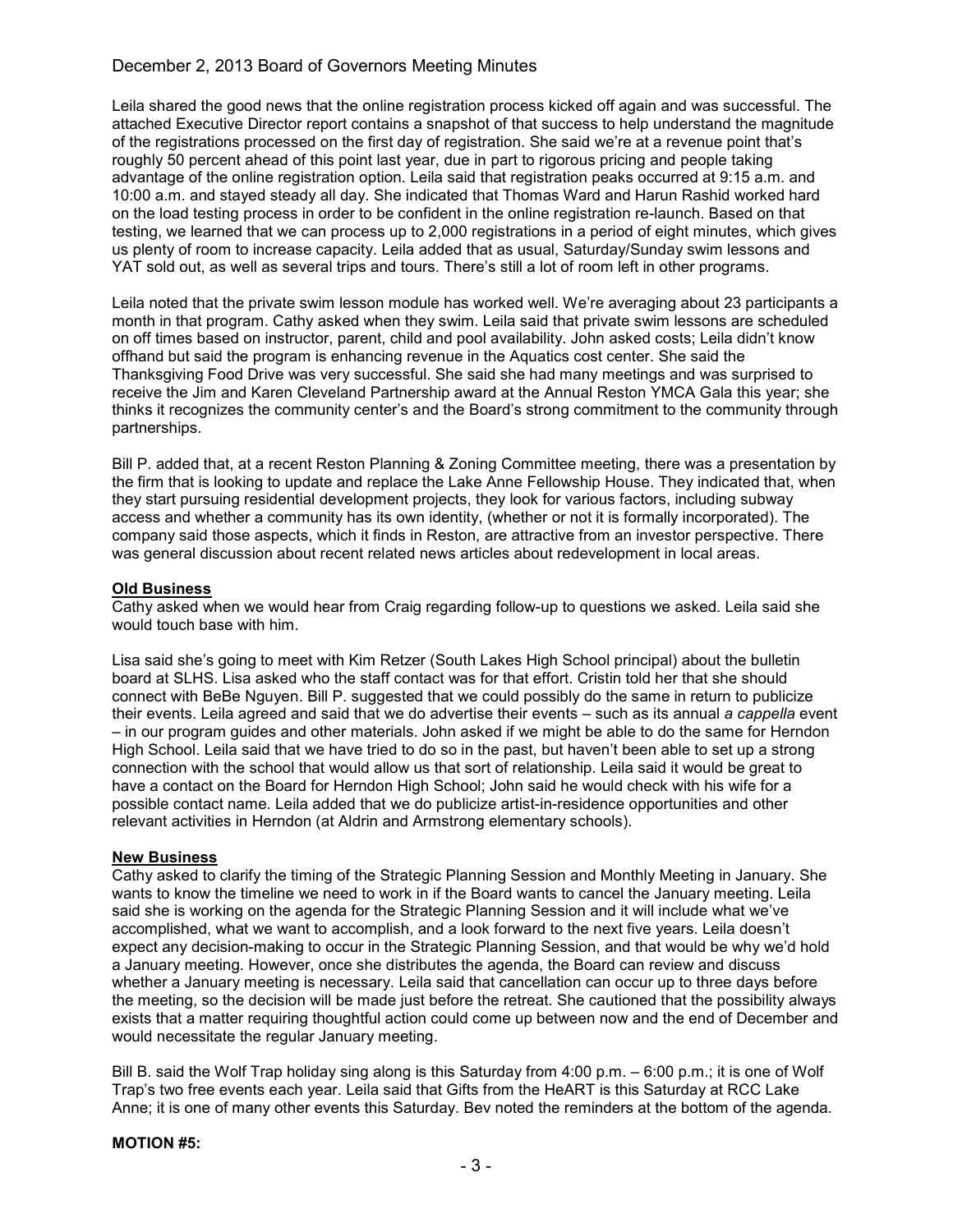Leila shared the good news that the online registration process kicked off again and was successful. The attached Executive Director report contains a snapshot of that success to help understand the magnitude of the registrations processed on the first day of registration. She said we're at a revenue point that's roughly 50 percent ahead of this point last year, due in part to rigorous pricing and people taking advantage of the online registration option. Leila said that registration peaks occurred at 9:15 a.m. and 10:00 a.m. and stayed steady all day. She indicated that Thomas Ward and Harun Rashid worked hard on the load testing process in order to be confident in the online registration re-launch. Based on that testing, we learned that we can process up to 2,000 registrations in a period of eight minutes, which gives us plenty of room to increase capacity. Leila added that as usual, Saturday/Sunday swim lessons and YAT sold out, as well as several trips and tours. There's still a lot of room left in other programs.

Leila noted that the private swim lesson module has worked well. We're averaging about 23 participants a month in that program. Cathy asked when they swim. Leila said that private swim lessons are scheduled on off times based on instructor, parent, child and pool availability. John asked costs; Leila didn't know offhand but said the program is enhancing revenue in the Aquatics cost center. She said the Thanksgiving Food Drive was very successful. She said she had many meetings and was surprised to receive the Jim and Karen Cleveland Partnership award at the Annual Reston YMCA Gala this year; she thinks it recognizes the community center's and the Board's strong commitment to the community through partnerships.

Bill P. added that, at a recent Reston Planning & Zoning Committee meeting, there was a presentation by the firm that is looking to update and replace the Lake Anne Fellowship House. They indicated that, when they start pursuing residential development projects, they look for various factors, including subway access and whether a community has its own identity, (whether or not it is formally incorporated). The company said those aspects, which it finds in Reston, are attractive from an investor perspective. There was general discussion about recent related news articles about redevelopment in local areas.

**Old Business**

Cathy asked when we would hear from Craig regarding follow-up to questions we asked. Leila said she would touch base with him.

Lisa said she's going to meet with Kim Retzer (South Lakes High School principal) about the bulletin board at SLHS. Lisa asked who the staff contact was for that effort. Cristin told her that she should connect with BeBe Nguyen. Bill P. suggested that we could possibly do the same in return to publicize their events. Leila agreed and said that we do advertise their events – such as its annual *a cappella* event – in our program guides and other materials. John asked if we might be able to do the same for Herndon High School. Leila said that we have tried to do so in the past, but haven't been able to set up a strong connection with the school that would allow us that sort of relationship. Leila said it would be great to have a contact on the Board for Herndon High School; John said he would check with his wife for a possible contact name. Leila added that we do publicize artist-in-residence opportunities and other relevant activities in Herndon (at Aldrin and Armstrong elementary schools).

**New Business**

Cathy asked to clarify the timing of the Strategic Planning Session and Monthly Meeting in January. She wants to know the timeline we need to work in if the Board wants to cancel the January meeting. Leila said she is working on the agenda for the Strategic Planning Session and it will include what we've accomplished, what we want to accomplish, and a look forward to the next five years. Leila doesn't expect any decision-making to occur in the Strategic Planning Session, and that would be why we'd hold a January meeting. However, once she distributes the agenda, the Board can review and discuss whether a January meeting is necessary. Leila said that cancellation can occur up to three days before the meeting, so the decision will be made just before the retreat. She cautioned that the possibility always exists that a matter requiring thoughtful action could come up between now and the end of December and would necessitate the regular January meeting.

Bill B. said the Wolf Trap holiday sing along is this Saturday from 4:00 p.m. – 6:00 p.m.; it is one of Wolf Trap's two free events each year. Leila said that Gifts from the HeART is this Saturday at RCC Lake Anne; it is one of many other events this Saturday. Bev noted the reminders at the bottom of the agenda.

**MOTION #5:**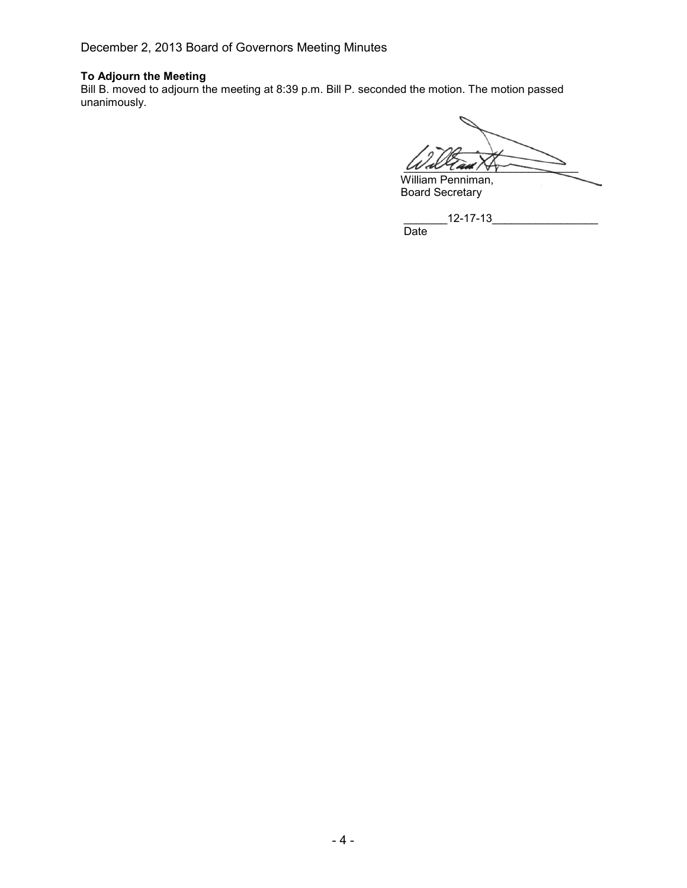**To Adjourn the Meeting**

Bill B. moved to adjourn the meeting at 8:39 p.m. Bill P. seconded the motion. The motion passed unanimously.

William Penniman,
Board Secretary

_______12-17-13_________________
Date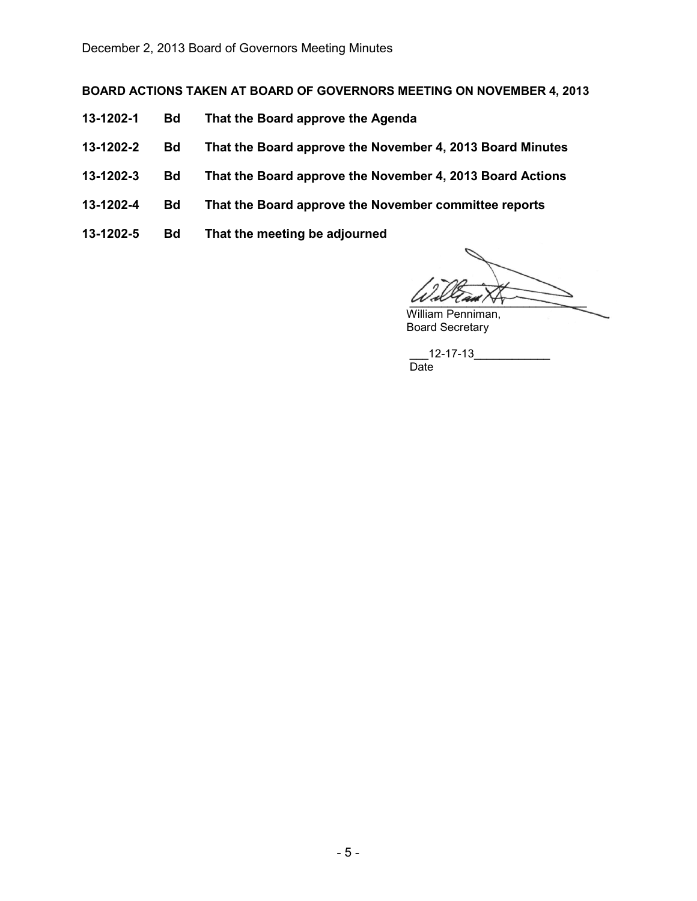**BOARD ACTIONS TAKEN AT BOARD OF GOVERNORS MEETING ON NOVEMBER 4, 2013**

| | | |
|---|---|---|
| **13-1202-1** | **Bd** | **That the Board approve the Agenda** |
| **13-1202-2** | **Bd** | **That the Board approve the November 4, 2013 Board Minutes** |
| **13-1202-3** | **Bd** | **That the Board approve the November 4, 2013 Board Actions** |
| **13-1202-4** | **Bd** | **That the Board approve the November committee reports** |
| **13-1202-5** | **Bd** | **That the meeting be adjourned** |

William Penniman,
Board Secretary

12-17-13
Date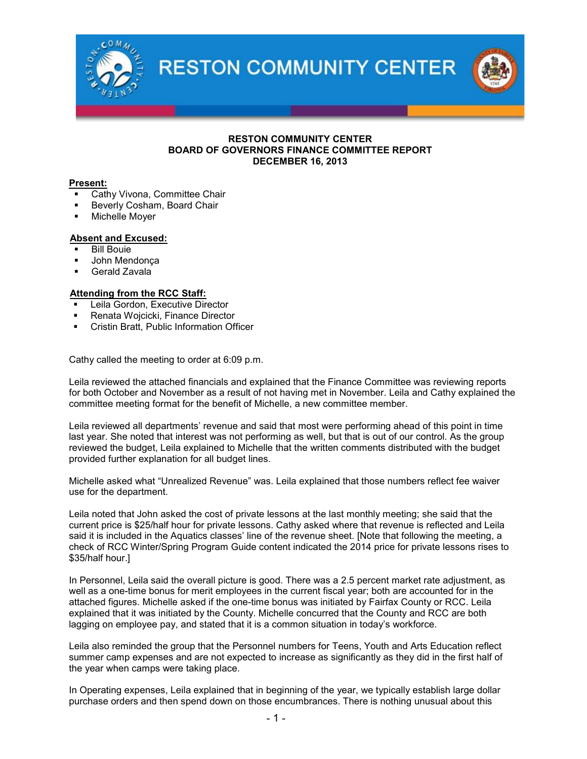**RESTON COMMUNITY CENTER**
**BOARD OF GOVERNORS FINANCE COMMITTEE REPORT**
**DECEMBER 16, 2013**

**Present:**

- Cathy Vivona, Committee Chair
- Beverly Cosham, Board Chair
- Michelle Moyer

**Absent and Excused:**

- Bill Bouie
- John Mendonça
- Gerald Zavala

**Attending from the RCC Staff:**

- Leila Gordon, Executive Director
- Renata Wojcicki, Finance Director
- Cristin Bratt, Public Information Officer

Cathy called the meeting to order at 6:09 p.m.

Leila reviewed the attached financials and explained that the Finance Committee was reviewing reports for both October and November as a result of not having met in November. Leila and Cathy explained the committee meeting format for the benefit of Michelle, a new committee member.

Leila reviewed all departments' revenue and said that most were performing ahead of this point in time last year. She noted that interest was not performing as well, but that is out of our control. As the group reviewed the budget, Leila explained to Michelle that the written comments distributed with the budget provided further explanation for all budget lines.

Michelle asked what "Unrealized Revenue" was. Leila explained that those numbers reflect fee waiver use for the department.

Leila noted that John asked the cost of private lessons at the last monthly meeting; she said that the current price is $25/half hour for private lessons. Cathy asked where that revenue is reflected and Leila said it is included in the Aquatics classes' line of the revenue sheet. [Note that following the meeting, a check of RCC Winter/Spring Program Guide content indicated the 2014 price for private lessons rises to $35/half hour.]

In Personnel, Leila said the overall picture is good. There was a 2.5 percent market rate adjustment, as well as a one-time bonus for merit employees in the current fiscal year; both are accounted for in the attached figures. Michelle asked if the one-time bonus was initiated by Fairfax County or RCC. Leila explained that it was initiated by the County. Michelle concurred that the County and RCC are both lagging on employee pay, and stated that it is a common situation in today's workforce.

Leila also reminded the group that the Personnel numbers for Teens, Youth and Arts Education reflect summer camp expenses and are not expected to increase as significantly as they did in the first half of the year when camps were taking place.

In Operating expenses, Leila explained that in beginning of the year, we typically establish large dollar purchase orders and then spend down on those encumbrances. There is nothing unusual about this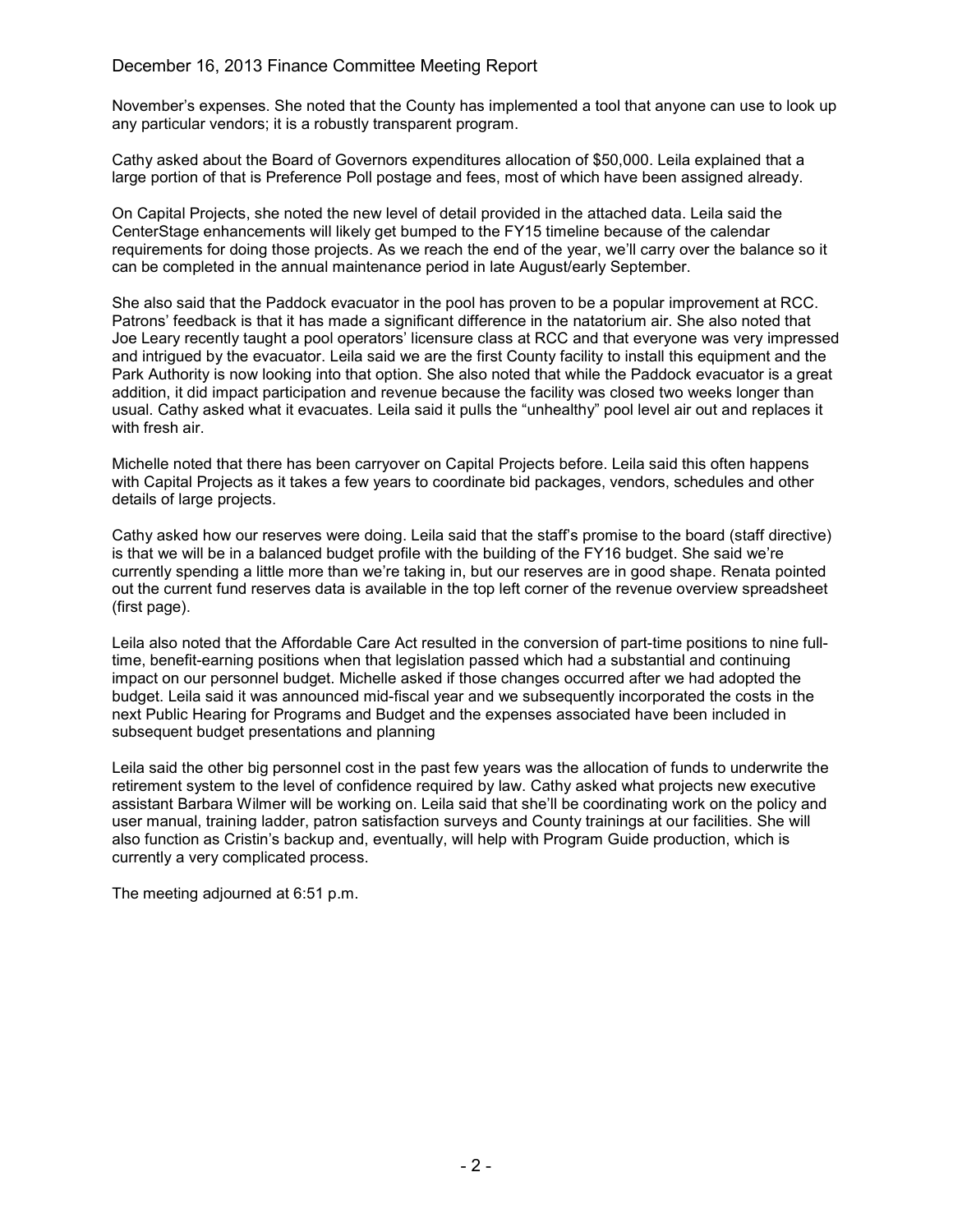November's expenses. She noted that the County has implemented a tool that anyone can use to look up any particular vendors; it is a robustly transparent program.

Cathy asked about the Board of Governors expenditures allocation of $50,000. Leila explained that a large portion of that is Preference Poll postage and fees, most of which have been assigned already.

On Capital Projects, she noted the new level of detail provided in the attached data. Leila said the CenterStage enhancements will likely get bumped to the FY15 timeline because of the calendar requirements for doing those projects. As we reach the end of the year, we'll carry over the balance so it can be completed in the annual maintenance period in late August/early September.

She also said that the Paddock evacuator in the pool has proven to be a popular improvement at RCC. Patrons' feedback is that it has made a significant difference in the natatorium air. She also noted that Joe Leary recently taught a pool operators' licensure class at RCC and that everyone was very impressed and intrigued by the evacuator. Leila said we are the first County facility to install this equipment and the Park Authority is now looking into that option. She also noted that while the Paddock evacuator is a great addition, it did impact participation and revenue because the facility was closed two weeks longer than usual. Cathy asked what it evacuates. Leila said it pulls the "unhealthy" pool level air out and replaces it with fresh air.

Michelle noted that there has been carryover on Capital Projects before. Leila said this often happens with Capital Projects as it takes a few years to coordinate bid packages, vendors, schedules and other details of large projects.

Cathy asked how our reserves were doing. Leila said that the staff's promise to the board (staff directive) is that we will be in a balanced budget profile with the building of the FY16 budget. She said we're currently spending a little more than we're taking in, but our reserves are in good shape. Renata pointed out the current fund reserves data is available in the top left corner of the revenue overview spreadsheet (first page).

Leila also noted that the Affordable Care Act resulted in the conversion of part-time positions to nine full-time, benefit-earning positions when that legislation passed which had a substantial and continuing impact on our personnel budget. Michelle asked if those changes occurred after we had adopted the budget. Leila said it was announced mid-fiscal year and we subsequently incorporated the costs in the next Public Hearing for Programs and Budget and the expenses associated have been included in subsequent budget presentations and planning

Leila said the other big personnel cost in the past few years was the allocation of funds to underwrite the retirement system to the level of confidence required by law. Cathy asked what projects new executive assistant Barbara Wilmer will be working on. Leila said that she'll be coordinating work on the policy and user manual, training ladder, patron satisfaction surveys and County trainings at our facilities. She will also function as Cristin's backup and, eventually, will help with Program Guide production, which is currently a very complicated process.

The meeting adjourned at 6:51 p.m.